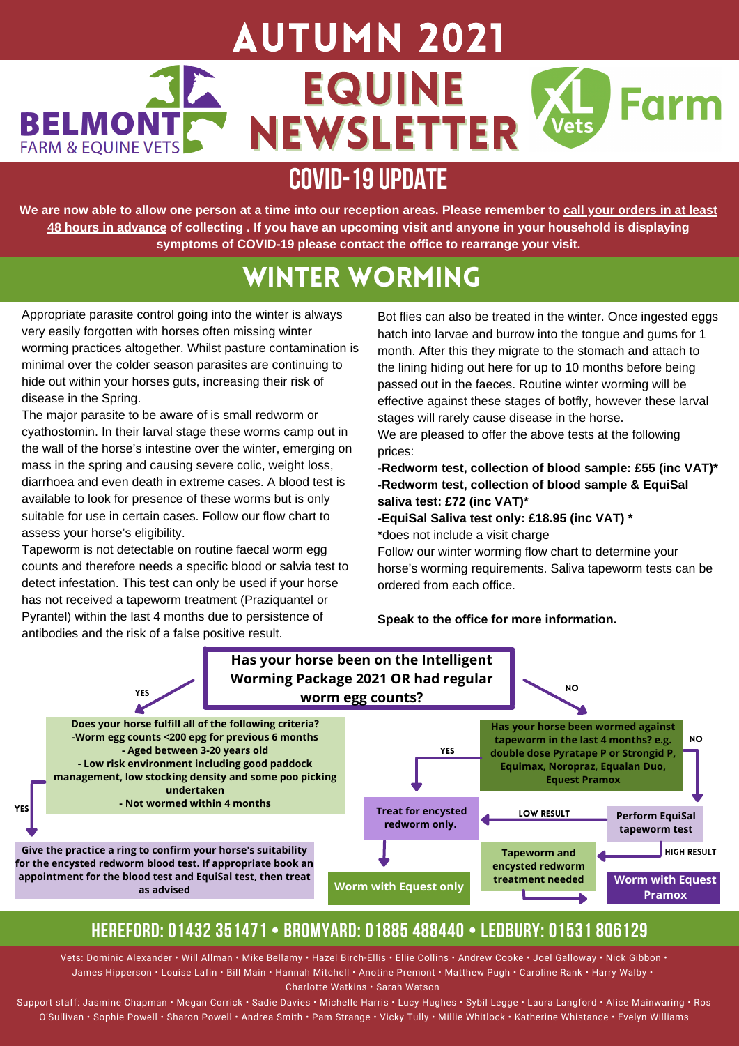# AUTUMN 2021

**BELMONT** FARM & EQUINE VETS

# EQUINE NEWSLETTER

XL Vets Farm

## COVID-19 UPDATE

**We are now able to allow one person at a time into our reception areas. Please remember to call your orders in at least 48 hours in advance of collecting . If you have an upcoming visit and anyone in your household is displaying symptoms of COVID-19 please contact the office to rearrange your visit.**

## WINTER WORMING

Appropriate parasite control going into the winter is always very easily forgotten with horses often missing winter worming practices altogether. Whilst pasture contamination is minimal over the colder season parasites are continuing to hide out within your horses guts, increasing their risk of disease in the Spring.

The major parasite to be aware of is small redworm or cyathostomin. In their larval stage these worms camp out in the wall of the horse's intestine over the winter, emerging on mass in the spring and causing severe colic, weight loss, diarrhoea and even death in extreme cases. A blood test is available to look for presence of these worms but is only suitable for use in certain cases. Follow our flow chart to assess your horse's eligibility.

Tapeworm is not detectable on routine faecal worm egg counts and therefore needs a specific blood or salvia test to detect infestation. This test can only be used if your horse has not received a tapeworm treatment (Praziquantel or Pyrantel) within the last 4 months due to persistence of antibodies and the risk of a false positive result.

Bot flies can also be treated in the winter. Once ingested eggs hatch into larvae and burrow into the tongue and gums for 1 month. After this they migrate to the stomach and attach to the lining hiding out here for up to 10 months before being passed out in the faeces. Routine winter worming will be effective against these stages of botfly, however these larval stages will rarely cause disease in the horse.

We are pleased to offer the above tests at the following prices:

**-Redworm test, collection of blood sample: £55 (inc VAT)\***
**-Redworm test, collection of blood sample & EquiSal saliva test: £72 (inc VAT)\***
**-EquiSal Saliva test only: £18.95 (inc VAT) \***

\*does not include a visit charge

Follow our winter worming flow chart to determine your horse's worming requirements. Saliva tapeworm tests can be ordered from each office.

**Speak to the office for more information.**

**Has your horse been on the Intelligent Worming Package 2021 OR had regular worm egg counts?**

- **YES** → **Does your horse fulfill all of the following criteria?**
  - **-Worm egg counts <200 epg for previous 6 months**
  - **- Aged between 3-20 years old**
  - **- Low risk environment including good paddock management, low stocking density and some poo picking undertaken**
  - **- Not wormed within 4 months**
  - **YES** → **Give the practice a ring to confirm your horse's suitability for the encysted redworm blood test. If appropriate book an appointment for the blood test and EquiSal test, then treat as advised**
- **NO** → **Has your horse been wormed against tapeworm in the last 4 months? e.g. double dose Pyratape P or Strongid P, Equimax, Noropraz, Equalan Duo, Equest Pramox**
  - **YES** → **Treat for encysted redworm only.** → **Worm with Equest only**
  - **NO** → **Perform EquiSal tapeworm test**
    - **LOW RESULT** → **Treat for encysted redworm only.** → **Worm with Equest only**
    - **HIGH RESULT** → **Tapeworm and encysted redworm treatment needed** → **Worm with Equest Pramox**

## HEREFORD: 01432 351471 • BROMYARD: 01885 488440 • LEDBURY: 01531 806129

Vets: Dominic Alexander • Will Allman • Mike Bellamy • Hazel Birch-Ellis • Ellie Collins • Andrew Cooke • Joel Galloway • Nick Gibbon • James Hipperson • Louise Lafin • Bill Main • Hannah Mitchell • Anotine Premont • Matthew Pugh • Caroline Rank • Harry Walby • Charlotte Watkins • Sarah Watson

Support staff: Jasmine Chapman • Megan Corrick • Sadie Davies • Michelle Harris • Lucy Hughes • Sybil Legge • Laura Langford • Alice Mainwaring • Ros O'Sullivan • Sophie Powell • Sharon Powell • Andrea Smith • Pam Strange • Vicky Tully • Millie Whitlock • Katherine Whistance • Evelyn Williams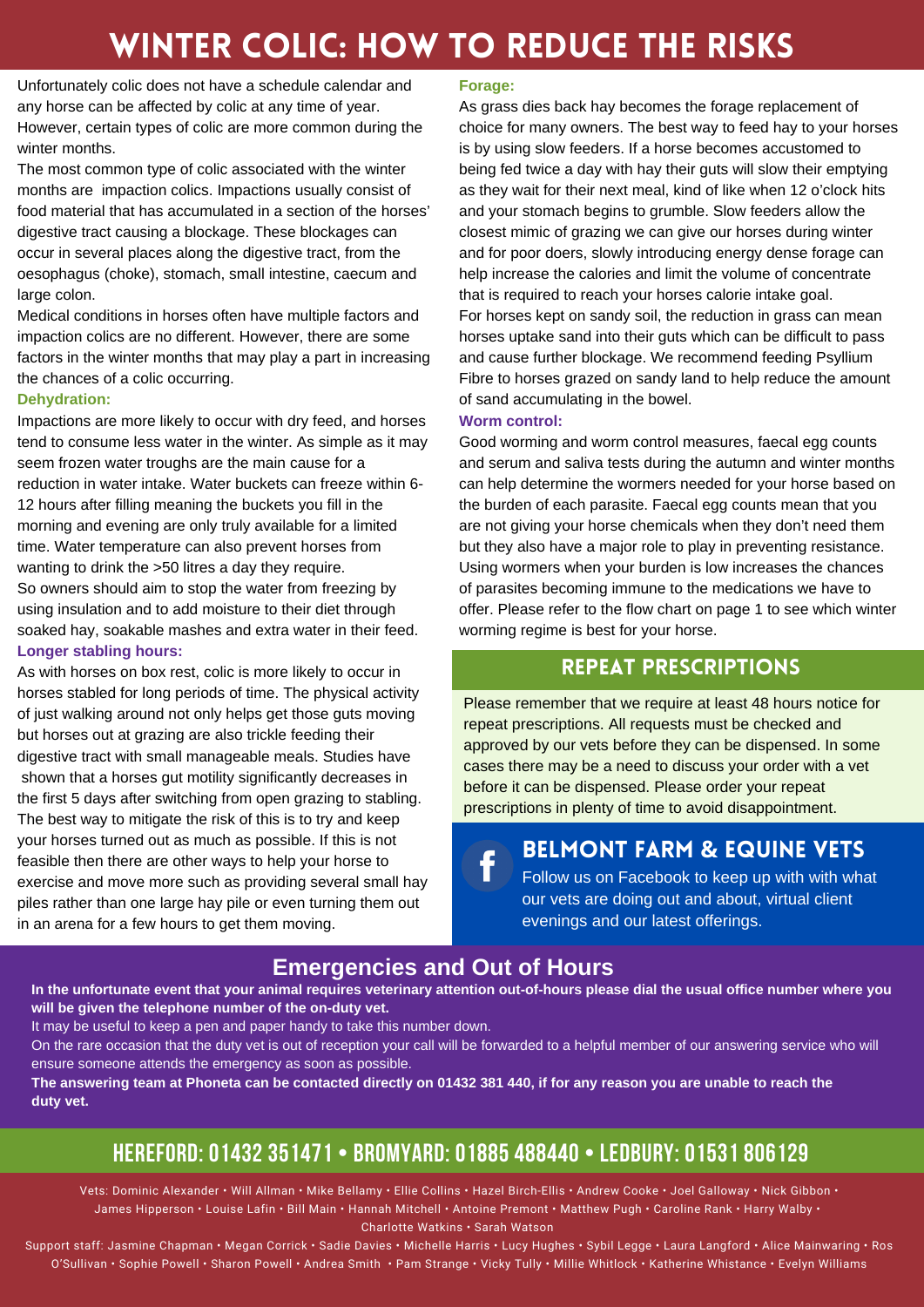# WINTER COLIC: HOW TO REDUCE THE RISKS

Unfortunately colic does not have a schedule calendar and any horse can be affected by colic at any time of year. However, certain types of colic are more common during the winter months.

The most common type of colic associated with the winter months are impaction colics. Impactions usually consist of food material that has accumulated in a section of the horses' digestive tract causing a blockage. These blockages can occur in several places along the digestive tract, from the oesophagus (choke), stomach, small intestine, caecum and large colon.

Medical conditions in horses often have multiple factors and impaction colics are no different. However, there are some factors in the winter months that may play a part in increasing the chances of a colic occurring.

**Dehydration:**

Impactions are more likely to occur with dry feed, and horses tend to consume less water in the winter. As simple as it may seem frozen water troughs are the main cause for a reduction in water intake. Water buckets can freeze within 6-12 hours after filling meaning the buckets you fill in the morning and evening are only truly available for a limited time. Water temperature can also prevent horses from wanting to drink the >50 litres a day they require.

So owners should aim to stop the water from freezing by using insulation and to add moisture to their diet through soaked hay, soakable mashes and extra water in their feed.

**Longer stabling hours:**

As with horses on box rest, colic is more likely to occur in horses stabled for long periods of time. The physical activity of just walking around not only helps get those guts moving but horses out at grazing are also trickle feeding their digestive tract with small manageable meals. Studies have shown that a horses gut motility significantly decreases in the first 5 days after switching from open grazing to stabling. The best way to mitigate the risk of this is to try and keep your horses turned out as much as possible. If this is not feasible then there are other ways to help your horse to exercise and move more such as providing several small hay piles rather than one large hay pile or even turning them out in an arena for a few hours to get them moving.

**Forage:**

As grass dies back hay becomes the forage replacement of choice for many owners. The best way to feed hay to your horses is by using slow feeders. If a horse becomes accustomed to being fed twice a day with hay their guts will slow their emptying as they wait for their next meal, kind of like when 12 o'clock hits and your stomach begins to grumble. Slow feeders allow the closest mimic of grazing we can give our horses during winter and for poor doers, slowly introducing energy dense forage can help increase the calories and limit the volume of concentrate that is required to reach your horses calorie intake goal.

For horses kept on sandy soil, the reduction in grass can mean horses uptake sand into their guts which can be difficult to pass and cause further blockage. We recommend feeding Psyllium Fibre to horses grazed on sandy land to help reduce the amount of sand accumulating in the bowel.

**Worm control:**

Good worming and worm control measures, faecal egg counts and serum and saliva tests during the autumn and winter months can help determine the wormers needed for your horse based on the burden of each parasite. Faecal egg counts mean that you are not giving your horse chemicals when they don't need them but they also have a major role to play in preventing resistance. Using wormers when your burden is low increases the chances of parasites becoming immune to the medications we have to offer. Please refer to the flow chart on page 1 to see which winter worming regime is best for your horse.

## REPEAT PRESCRIPTIONS

Please remember that we require at least 48 hours notice for repeat prescriptions. All requests must be checked and approved by our vets before they can be dispensed. In some cases there may be a need to discuss your order with a vet before it can be dispensed. Please order your repeat prescriptions in plenty of time to avoid disappointment.

## BELMONT FARM & EQUINE VETS

Follow us on Facebook to keep up with with what our vets are doing out and about, virtual client evenings and our latest offerings.

## Emergencies and Out of Hours

**In the unfortunate event that your animal requires veterinary attention out-of-hours please dial the usual office number where you will be given the telephone number of the on-duty vet.**

It may be useful to keep a pen and paper handy to take this number down.

On the rare occasion that the duty vet is out of reception your call will be forwarded to a helpful member of our answering service who will ensure someone attends the emergency as soon as possible.

**The answering team at Phoneta can be contacted directly on 01432 381 440, if for any reason you are unable to reach the duty vet.**

## HEREFORD: 01432 351471 • BROMYARD: 01885 488440 • LEDBURY: 01531 806129

Vets: Dominic Alexander • Will Allman • Mike Bellamy • Ellie Collins • Hazel Birch-Ellis • Andrew Cooke • Joel Galloway • Nick Gibbon • James Hipperson • Louise Lafin • Bill Main • Hannah Mitchell • Antoine Premont • Matthew Pugh • Caroline Rank • Harry Walby • Charlotte Watkins • Sarah Watson

Support staff: Jasmine Chapman • Megan Corrick • Sadie Davies • Michelle Harris • Lucy Hughes • Sybil Legge • Laura Langford • Alice Mainwaring • Ros O'Sullivan • Sophie Powell • Sharon Powell • Andrea Smith • Pam Strange • Vicky Tully • Millie Whitlock • Katherine Whistance • Evelyn Williams